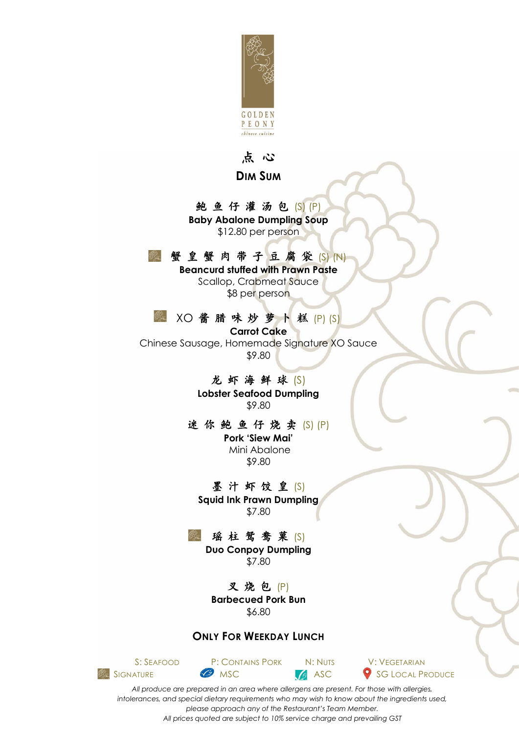GOLDEN PEONY

chinese cuisine

# 点 心

# DIM SUM

鲍 鱼 仔 灌 汤 包 (S) (P)
**Baby Abalone Dumpling Soup**
$12.80 per person

蟹 皇 蟹 肉 带 子 豆 腐 袋 (S) (N)
**Beancurd stuffed with Prawn Paste**
Scallop, Crabmeat Sauce
$8 per person

XO 酱 腊 味 炒 萝 卜 糕 (P) (S)
**Carrot Cake**
Chinese Sausage, Homemade Signature XO Sauce
$9.80

龙 虾 海 鲜 球 (S)
**Lobster Seafood Dumpling**
$9.80

迷 你 鲍 鱼 仔 烧 卖 (S) (P)
**Pork 'Siew Mai'**
Mini Abalone
$9.80

墨 汁 虾 饺 皇 (S)
**Squid Ink Prawn Dumpling**
$7.80

瑶 柱 鸳 鸯 菓 (S)
**Duo Conpoy Dumpling**
$7.80

叉 烧 包 (P)
**Barbecued Pork Bun**
$6.80

## ONLY FOR WEEKDAY LUNCH

S: SEAFOOD | P: CONTAINS PORK | N: NUTS | V: VEGETARIAN

SIGNATURE | MSC | ASC | SG LOCAL PRODUCE

*All produce are prepared in an area where allergens are present. For those with allergies, intolerances, and special dietary requirements who may wish to know about the ingredients used, please approach any of the Restaurant's Team Member.*

*All prices quoted are subject to 10% service charge and prevailing GST*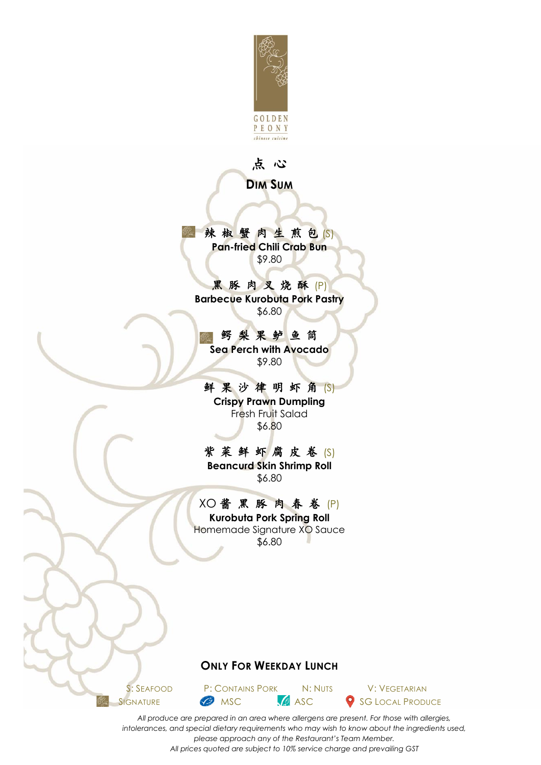GOLDEN PEONY
*chinese cuisine*

# 点心

# DIM SUM

辣椒蟹肉生煎包 (S)
**Pan-fried Chili Crab Bun**
$9.80

黑豚肉叉烧酥 (P)
**Barbecue Kurobuta Pork Pastry**
$6.80

鳄梨果鲈鱼筒
**Sea Perch with Avocado**
$9.80

鲜果沙律明虾角 (S)
**Crispy Prawn Dumpling**
Fresh Fruit Salad
$6.80

紫菜鲜虾腐皮卷 (S)
**Beancurd Skin Shrimp Roll**
$6.80

XO酱黑豚肉春卷 (P)
**Kurobuta Pork Spring Roll**
Homemade Signature XO Sauce
$6.80

## ONLY FOR WEEKDAY LUNCH

S: SEAFOOD | P: CONTAINS PORK | N: NUTS | V: VEGETARIAN
SIGNATURE | MSC | ASC | SG LOCAL PRODUCE

*All produce are prepared in an area where allergens are present. For those with allergies, intolerances, and special dietary requirements who may wish to know about the ingredients used, please approach any of the Restaurant's Team Member.*
*All prices quoted are subject to 10% service charge and prevailing GST*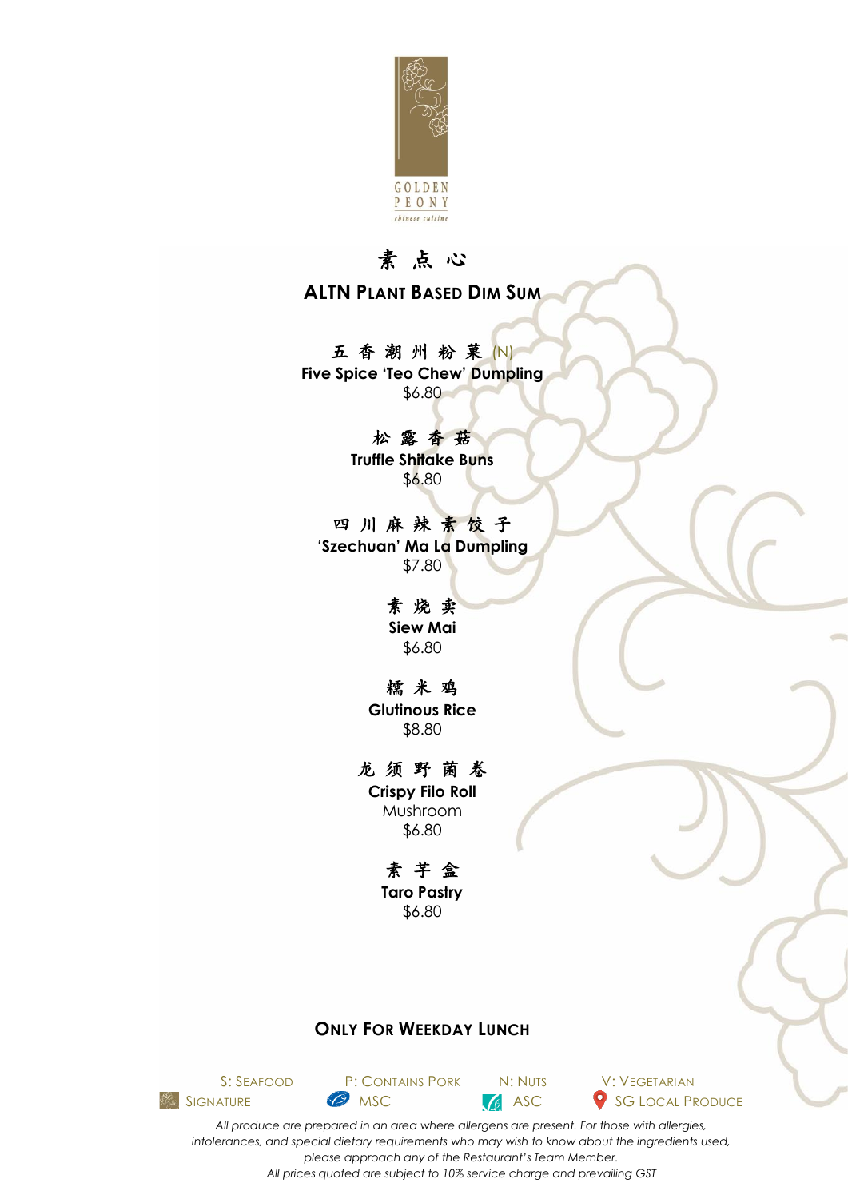GOLDEN PEONY

chinese cuisine

# 素 点 心

## ALTN PLANT BASED DIM SUM

五 香 潮 州 粉 粿 (N)
**Five Spice 'Teo Chew' Dumpling**
$6.80

松 露 香 菇
**Truffle Shitake Buns**
$6.80

四 川 麻 辣 素 饺 子
**'Szechuan' Ma La Dumpling**
$7.80

素 烧 卖
**Siew Mai**
$6.80

糯 米 鸡
**Glutinous Rice**
$8.80

龙 须 野 菌 卷
**Crispy Filo Roll**
Mushroom
$6.80

素 芋 盒
**Taro Pastry**
$6.80

### ONLY FOR WEEKDAY LUNCH

S: SEAFOOD P: CONTAINS PORK N: NUTS V: VEGETARIAN
SIGNATURE MSC ASC SG LOCAL PRODUCE

*All produce are prepared in an area where allergens are present. For those with allergies, intolerances, and special dietary requirements who may wish to know about the ingredients used, please approach any of the Restaurant's Team Member.*
*All prices quoted are subject to 10% service charge and prevailing GST*